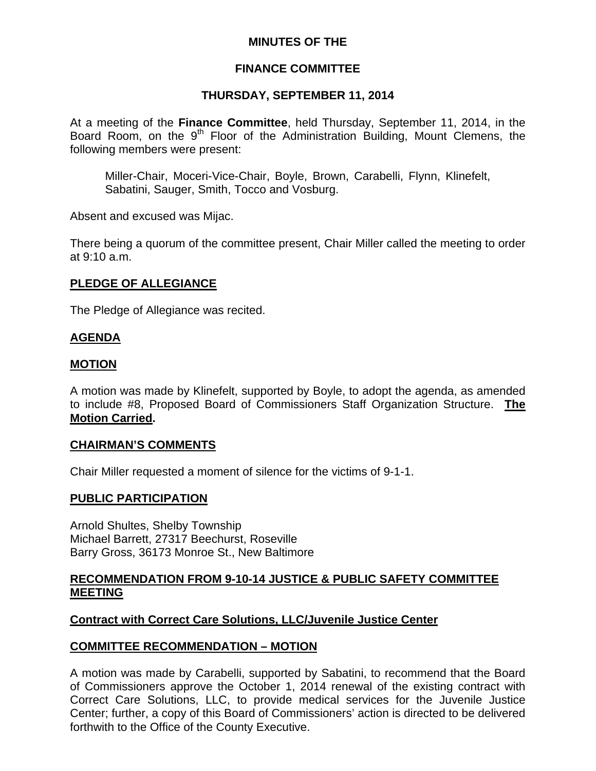**MINUTES OF THE**

**FINANCE COMMITTEE**

**THURSDAY, SEPTEMBER 11, 2014**

At a meeting of the **Finance Committee**, held Thursday, September 11, 2014, in the Board Room, on the 9th Floor of the Administration Building, Mount Clemens, the following members were present:

Miller-Chair, Moceri-Vice-Chair, Boyle, Brown, Carabelli, Flynn, Klinefelt, Sabatini, Sauger, Smith, Tocco and Vosburg.

Absent and excused was Mijac.

There being a quorum of the committee present, Chair Miller called the meeting to order at 9:10 a.m.

**PLEDGE OF ALLEGIANCE**

The Pledge of Allegiance was recited.

**AGENDA**

**MOTION**

A motion was made by Klinefelt, supported by Boyle, to adopt the agenda, as amended to include #8, Proposed Board of Commissioners Staff Organization Structure. **The Motion Carried.**

**CHAIRMAN'S COMMENTS**

Chair Miller requested a moment of silence for the victims of 9-1-1.

**PUBLIC PARTICIPATION**

Arnold Shultes, Shelby Township
Michael Barrett, 27317 Beechurst, Roseville
Barry Gross, 36173 Monroe St., New Baltimore

**RECOMMENDATION FROM 9-10-14 JUSTICE & PUBLIC SAFETY COMMITTEE MEETING**

**Contract with Correct Care Solutions, LLC/Juvenile Justice Center**

**COMMITTEE RECOMMENDATION – MOTION**

A motion was made by Carabelli, supported by Sabatini, to recommend that the Board of Commissioners approve the October 1, 2014 renewal of the existing contract with Correct Care Solutions, LLC, to provide medical services for the Juvenile Justice Center; further, a copy of this Board of Commissioners' action is directed to be delivered forthwith to the Office of the County Executive.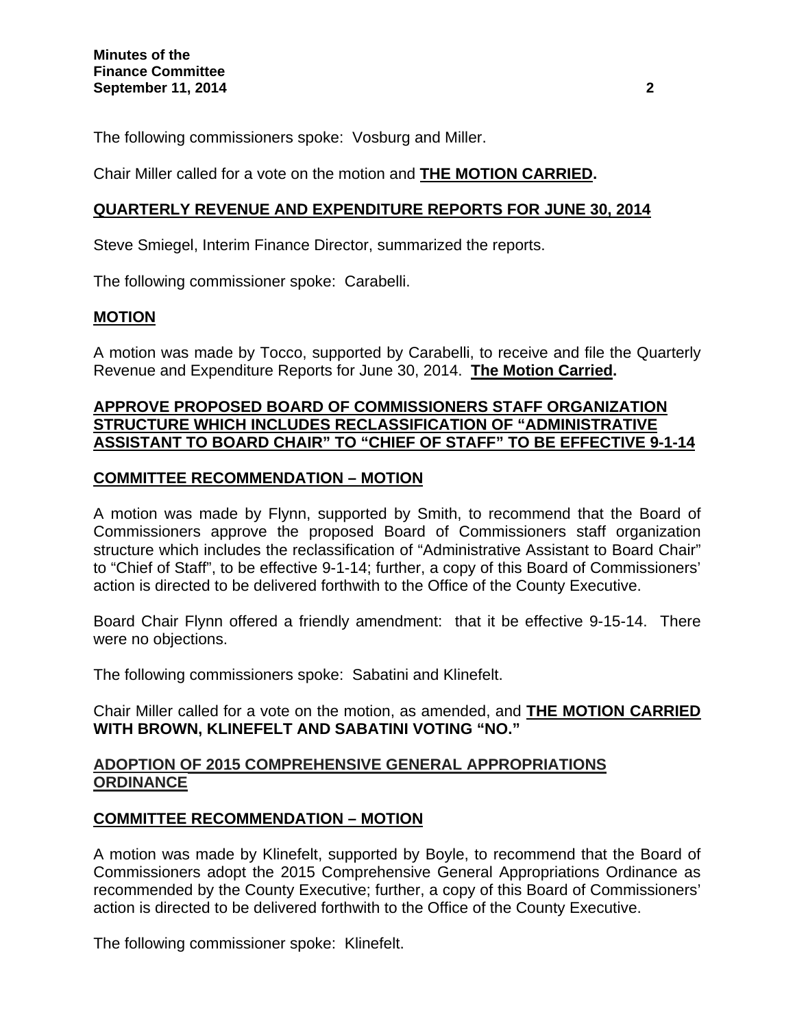The following commissioners spoke: Vosburg and Miller.

Chair Miller called for a vote on the motion and **THE MOTION CARRIED.**

## QUARTERLY REVENUE AND EXPENDITURE REPORTS FOR JUNE 30, 2014

Steve Smiegel, Interim Finance Director, summarized the reports.

The following commissioner spoke: Carabelli.

## MOTION

A motion was made by Tocco, supported by Carabelli, to receive and file the Quarterly Revenue and Expenditure Reports for June 30, 2014. **The Motion Carried.**

## APPROVE PROPOSED BOARD OF COMMISSIONERS STAFF ORGANIZATION STRUCTURE WHICH INCLUDES RECLASSIFICATION OF "ADMINISTRATIVE ASSISTANT TO BOARD CHAIR" TO "CHIEF OF STAFF" TO BE EFFECTIVE 9-1-14

## COMMITTEE RECOMMENDATION – MOTION

A motion was made by Flynn, supported by Smith, to recommend that the Board of Commissioners approve the proposed Board of Commissioners staff organization structure which includes the reclassification of "Administrative Assistant to Board Chair" to "Chief of Staff", to be effective 9-1-14; further, a copy of this Board of Commissioners' action is directed to be delivered forthwith to the Office of the County Executive.

Board Chair Flynn offered a friendly amendment: that it be effective 9-15-14. There were no objections.

The following commissioners spoke: Sabatini and Klinefelt.

Chair Miller called for a vote on the motion, as amended, and **THE MOTION CARRIED WITH BROWN, KLINEFELT AND SABATINI VOTING "NO."**

## ADOPTION OF 2015 COMPREHENSIVE GENERAL APPROPRIATIONS ORDINANCE

## COMMITTEE RECOMMENDATION – MOTION

A motion was made by Klinefelt, supported by Boyle, to recommend that the Board of Commissioners adopt the 2015 Comprehensive General Appropriations Ordinance as recommended by the County Executive; further, a copy of this Board of Commissioners' action is directed to be delivered forthwith to the Office of the County Executive.

The following commissioner spoke: Klinefelt.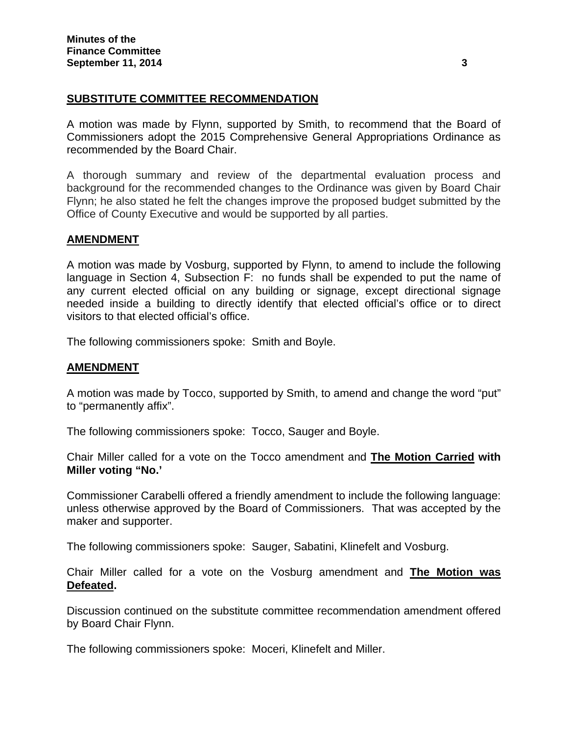## SUBSTITUTE COMMITTEE RECOMMENDATION

A motion was made by Flynn, supported by Smith, to recommend that the Board of Commissioners adopt the 2015 Comprehensive General Appropriations Ordinance as recommended by the Board Chair.

A thorough summary and review of the departmental evaluation process and background for the recommended changes to the Ordinance was given by Board Chair Flynn; he also stated he felt the changes improve the proposed budget submitted by the Office of County Executive and would be supported by all parties.

## AMENDMENT

A motion was made by Vosburg, supported by Flynn, to amend to include the following language in Section 4, Subsection F: no funds shall be expended to put the name of any current elected official on any building or signage, except directional signage needed inside a building to directly identify that elected official's office or to direct visitors to that elected official's office.

The following commissioners spoke: Smith and Boyle.

## AMENDMENT

A motion was made by Tocco, supported by Smith, to amend and change the word "put" to "permanently affix".

The following commissioners spoke: Tocco, Sauger and Boyle.

Chair Miller called for a vote on the Tocco amendment and **The Motion Carried with Miller voting "No.'**

Commissioner Carabelli offered a friendly amendment to include the following language: unless otherwise approved by the Board of Commissioners. That was accepted by the maker and supporter.

The following commissioners spoke: Sauger, Sabatini, Klinefelt and Vosburg.

Chair Miller called for a vote on the Vosburg amendment and **The Motion was Defeated.**

Discussion continued on the substitute committee recommendation amendment offered by Board Chair Flynn.

The following commissioners spoke: Moceri, Klinefelt and Miller.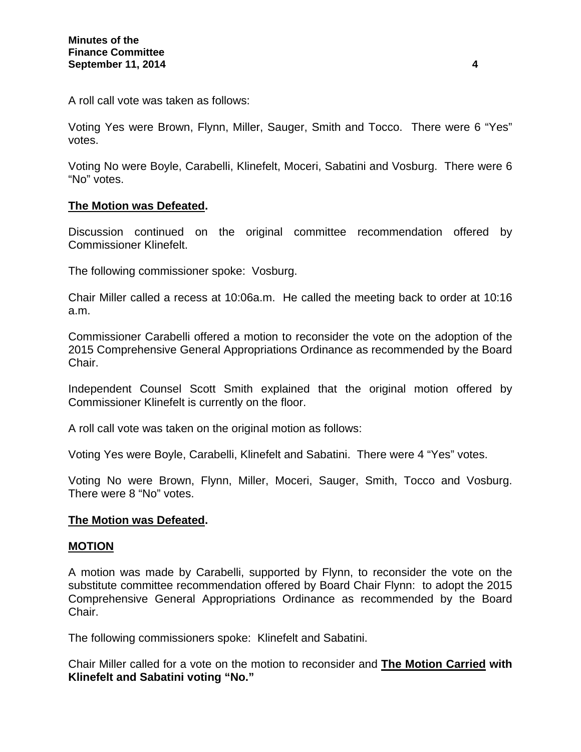A roll call vote was taken as follows:

Voting Yes were Brown, Flynn, Miller, Sauger, Smith and Tocco. There were 6 "Yes" votes.

Voting No were Boyle, Carabelli, Klinefelt, Moceri, Sabatini and Vosburg. There were 6 "No" votes.

**The Motion was Defeated.**

Discussion continued on the original committee recommendation offered by Commissioner Klinefelt.

The following commissioner spoke: Vosburg.

Chair Miller called a recess at 10:06a.m. He called the meeting back to order at 10:16 a.m.

Commissioner Carabelli offered a motion to reconsider the vote on the adoption of the 2015 Comprehensive General Appropriations Ordinance as recommended by the Board Chair.

Independent Counsel Scott Smith explained that the original motion offered by Commissioner Klinefelt is currently on the floor.

A roll call vote was taken on the original motion as follows:

Voting Yes were Boyle, Carabelli, Klinefelt and Sabatini. There were 4 "Yes" votes.

Voting No were Brown, Flynn, Miller, Moceri, Sauger, Smith, Tocco and Vosburg. There were 8 "No" votes.

**The Motion was Defeated.**

**MOTION**

A motion was made by Carabelli, supported by Flynn, to reconsider the vote on the substitute committee recommendation offered by Board Chair Flynn: to adopt the 2015 Comprehensive General Appropriations Ordinance as recommended by the Board Chair.

The following commissioners spoke: Klinefelt and Sabatini.

Chair Miller called for a vote on the motion to reconsider and **The Motion Carried with Klinefelt and Sabatini voting "No."**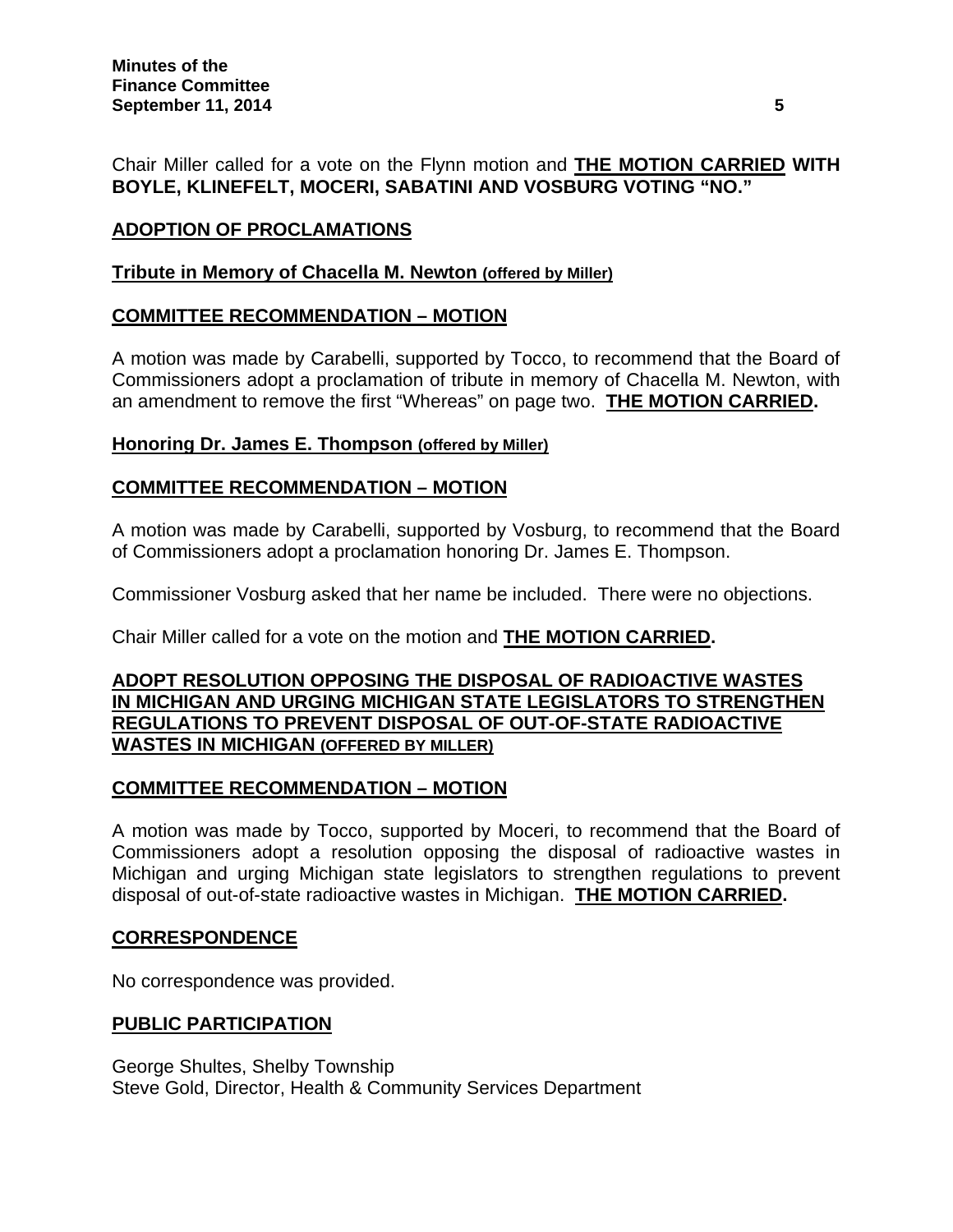Chair Miller called for a vote on the Flynn motion and **THE MOTION CARRIED WITH BOYLE, KLINEFELT, MOCERI, SABATINI AND VOSBURG VOTING "NO."**

## ADOPTION OF PROCLAMATIONS

### Tribute in Memory of Chacella M. Newton (offered by Miller)

### COMMITTEE RECOMMENDATION – MOTION

A motion was made by Carabelli, supported by Tocco, to recommend that the Board of Commissioners adopt a proclamation of tribute in memory of Chacella M. Newton, with an amendment to remove the first "Whereas" on page two. **THE MOTION CARRIED.**

### Honoring Dr. James E. Thompson (offered by Miller)

### COMMITTEE RECOMMENDATION – MOTION

A motion was made by Carabelli, supported by Vosburg, to recommend that the Board of Commissioners adopt a proclamation honoring Dr. James E. Thompson.

Commissioner Vosburg asked that her name be included. There were no objections.

Chair Miller called for a vote on the motion and **THE MOTION CARRIED.**

## ADOPT RESOLUTION OPPOSING THE DISPOSAL OF RADIOACTIVE WASTES IN MICHIGAN AND URGING MICHIGAN STATE LEGISLATORS TO STRENGTHEN REGULATIONS TO PREVENT DISPOSAL OF OUT-OF-STATE RADIOACTIVE WASTES IN MICHIGAN (OFFERED BY MILLER)

### COMMITTEE RECOMMENDATION – MOTION

A motion was made by Tocco, supported by Moceri, to recommend that the Board of Commissioners adopt a resolution opposing the disposal of radioactive wastes in Michigan and urging Michigan state legislators to strengthen regulations to prevent disposal of out-of-state radioactive wastes in Michigan. **THE MOTION CARRIED.**

## CORRESPONDENCE

No correspondence was provided.

## PUBLIC PARTICIPATION

George Shultes, Shelby Township
Steve Gold, Director, Health & Community Services Department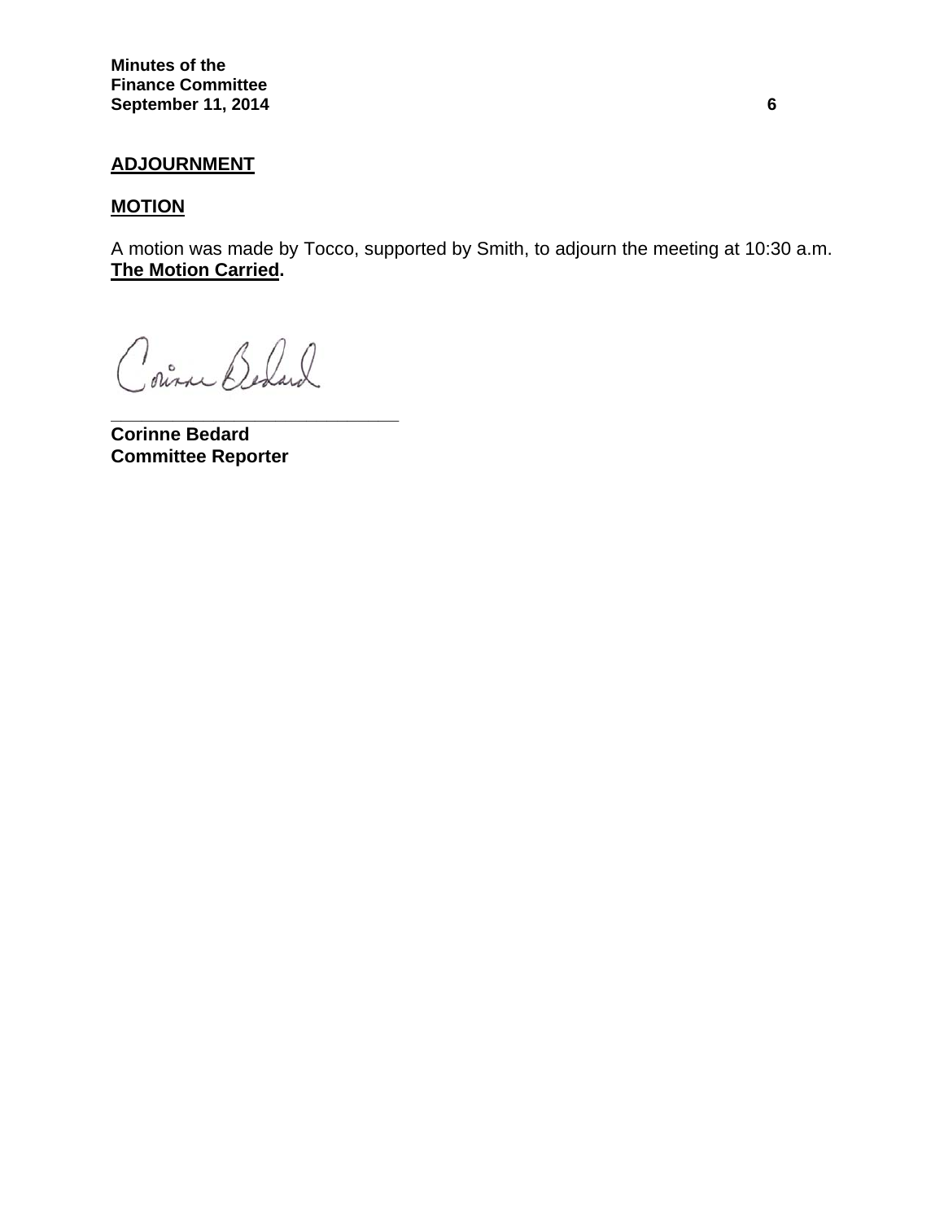## ADJOURNMENT

## MOTION

A motion was made by Tocco, supported by Smith, to adjourn the meeting at 10:30 a.m. **The Motion Carried.**

\_\_\_\_\_\_\_\_\_\_\_\_\_\_\_\_\_\_\_\_\_\_\_\_\_\_\_\_\_\_

**Corinne Bedard**
**Committee Reporter**